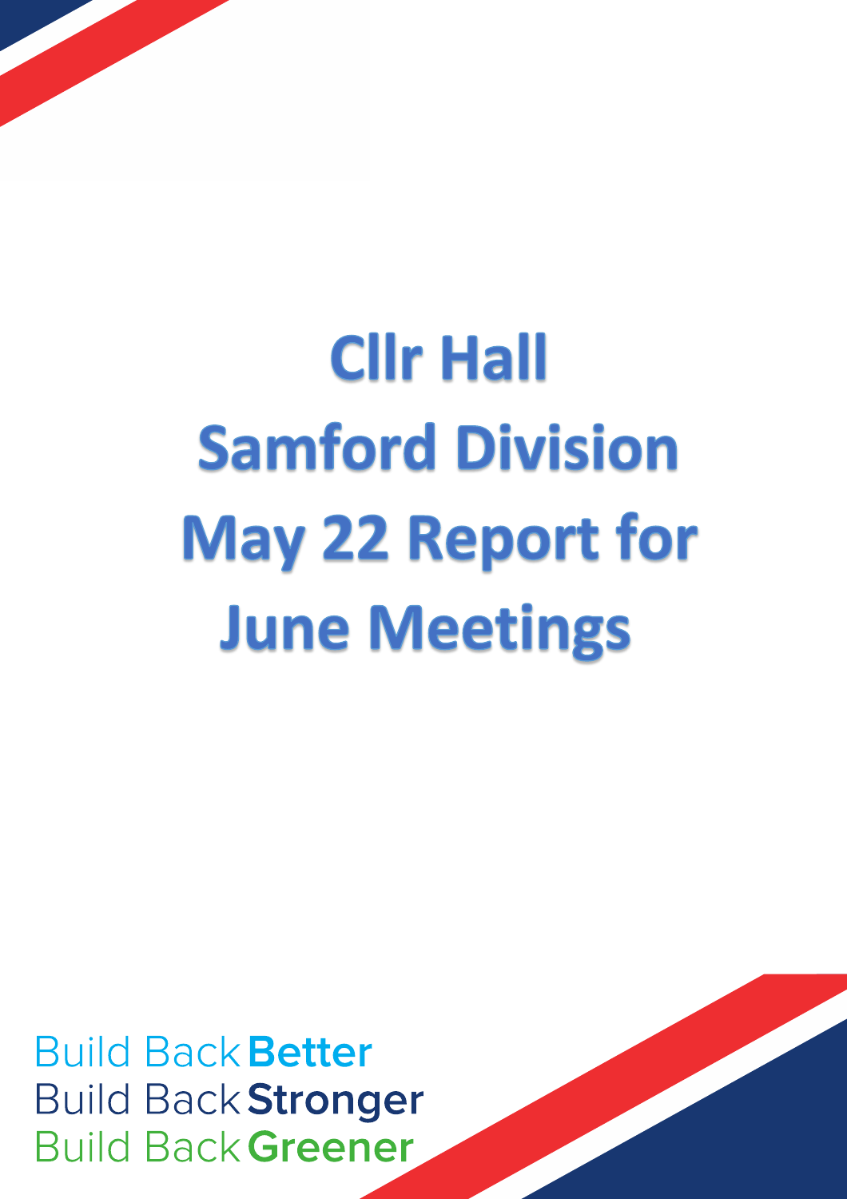# Cllr Hall
# Samford Division
# May 22 Report for June Meetings

Build Back **Better**
Build Back **Stronger**
Build Back **Greener**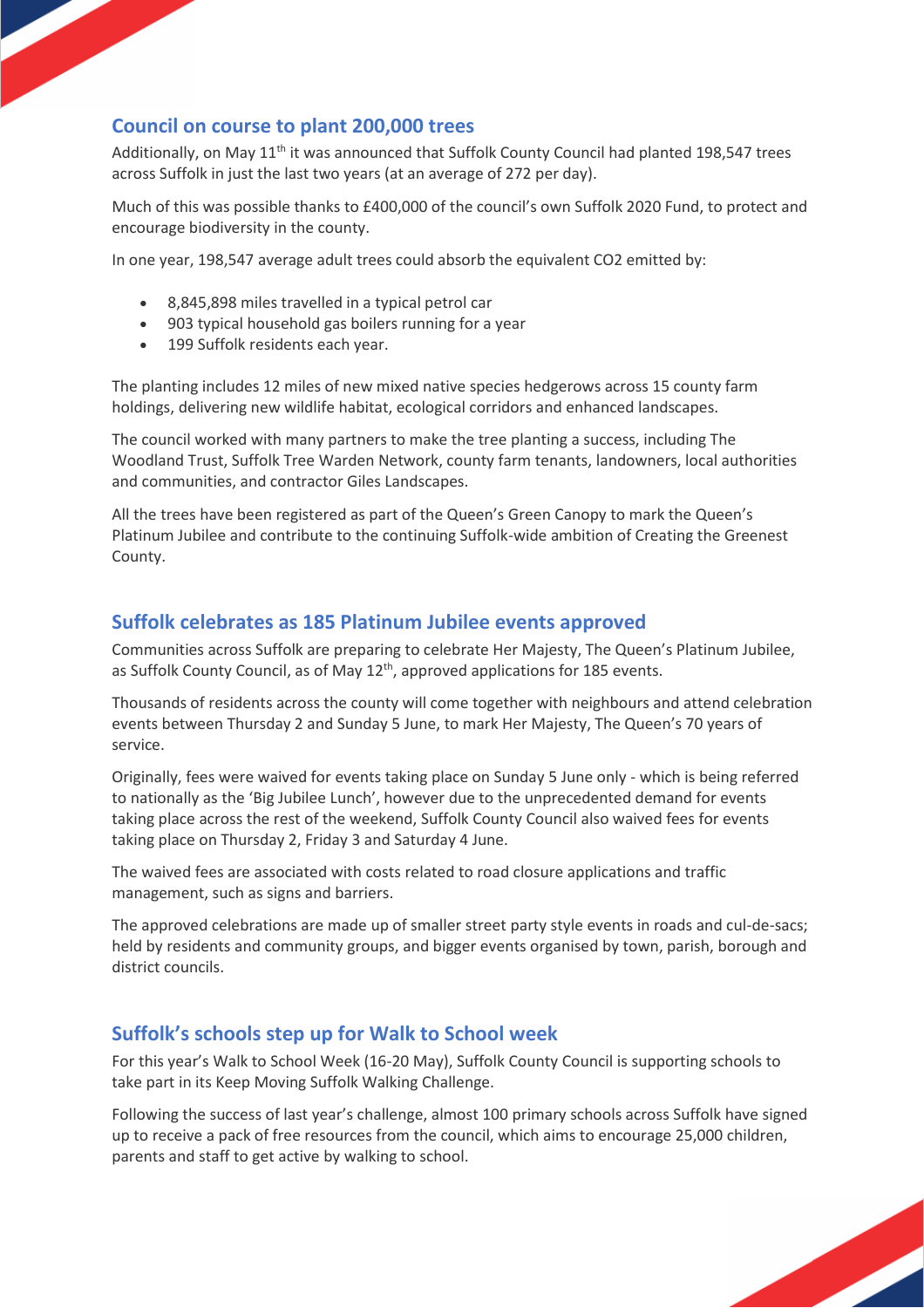## Council on course to plant 200,000 trees

Additionally, on May 11th it was announced that Suffolk County Council had planted 198,547 trees across Suffolk in just the last two years (at an average of 272 per day).

Much of this was possible thanks to £400,000 of the council's own Suffolk 2020 Fund, to protect and encourage biodiversity in the county.

In one year, 198,547 average adult trees could absorb the equivalent $CO_2$ emitted by:

- 8,845,898 miles travelled in a typical petrol car
- 903 typical household gas boilers running for a year
- 199 Suffolk residents each year.

The planting includes 12 miles of new mixed native species hedgerows across 15 county farm holdings, delivering new wildlife habitat, ecological corridors and enhanced landscapes.

The council worked with many partners to make the tree planting a success, including The Woodland Trust, Suffolk Tree Warden Network, county farm tenants, landowners, local authorities and communities, and contractor Giles Landscapes.

All the trees have been registered as part of the Queen's Green Canopy to mark the Queen's Platinum Jubilee and contribute to the continuing Suffolk-wide ambition of Creating the Greenest County.

## Suffolk celebrates as 185 Platinum Jubilee events approved

Communities across Suffolk are preparing to celebrate Her Majesty, The Queen's Platinum Jubilee, as Suffolk County Council, as of May 12th, approved applications for 185 events.

Thousands of residents across the county will come together with neighbours and attend celebration events between Thursday 2 and Sunday 5 June, to mark Her Majesty, The Queen's 70 years of service.

Originally, fees were waived for events taking place on Sunday 5 June only - which is being referred to nationally as the 'Big Jubilee Lunch', however due to the unprecedented demand for events taking place across the rest of the weekend, Suffolk County Council also waived fees for events taking place on Thursday 2, Friday 3 and Saturday 4 June.

The waived fees are associated with costs related to road closure applications and traffic management, such as signs and barriers.

The approved celebrations are made up of smaller street party style events in roads and cul-de-sacs; held by residents and community groups, and bigger events organised by town, parish, borough and district councils.

## Suffolk's schools step up for Walk to School week

For this year's Walk to School Week (16-20 May), Suffolk County Council is supporting schools to take part in its Keep Moving Suffolk Walking Challenge.

Following the success of last year's challenge, almost 100 primary schools across Suffolk have signed up to receive a pack of free resources from the council, which aims to encourage 25,000 children, parents and staff to get active by walking to school.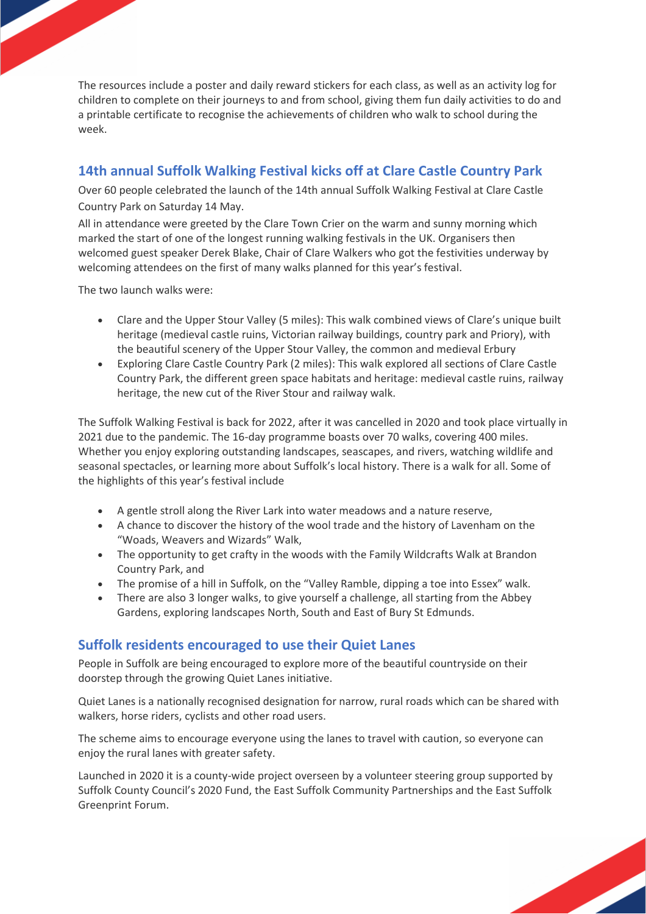The resources include a poster and daily reward stickers for each class, as well as an activity log for children to complete on their journeys to and from school, giving them fun daily activities to do and a printable certificate to recognise the achievements of children who walk to school during the week.

## 14th annual Suffolk Walking Festival kicks off at Clare Castle Country Park

Over 60 people celebrated the launch of the 14th annual Suffolk Walking Festival at Clare Castle Country Park on Saturday 14 May.

All in attendance were greeted by the Clare Town Crier on the warm and sunny morning which marked the start of one of the longest running walking festivals in the UK. Organisers then welcomed guest speaker Derek Blake, Chair of Clare Walkers who got the festivities underway by welcoming attendees on the first of many walks planned for this year's festival.

The two launch walks were:

- Clare and the Upper Stour Valley (5 miles): This walk combined views of Clare's unique built heritage (medieval castle ruins, Victorian railway buildings, country park and Priory), with the beautiful scenery of the Upper Stour Valley, the common and medieval Erbury
- Exploring Clare Castle Country Park (2 miles): This walk explored all sections of Clare Castle Country Park, the different green space habitats and heritage: medieval castle ruins, railway heritage, the new cut of the River Stour and railway walk.

The Suffolk Walking Festival is back for 2022, after it was cancelled in 2020 and took place virtually in 2021 due to the pandemic. The 16-day programme boasts over 70 walks, covering 400 miles. Whether you enjoy exploring outstanding landscapes, seascapes, and rivers, watching wildlife and seasonal spectacles, or learning more about Suffolk's local history. There is a walk for all. Some of the highlights of this year's festival include

- A gentle stroll along the River Lark into water meadows and a nature reserve,
- A chance to discover the history of the wool trade and the history of Lavenham on the "Woads, Weavers and Wizards" Walk,
- The opportunity to get crafty in the woods with the Family Wildcrafts Walk at Brandon Country Park, and
- The promise of a hill in Suffolk, on the "Valley Ramble, dipping a toe into Essex" walk.
- There are also 3 longer walks, to give yourself a challenge, all starting from the Abbey Gardens, exploring landscapes North, South and East of Bury St Edmunds.

## Suffolk residents encouraged to use their Quiet Lanes

People in Suffolk are being encouraged to explore more of the beautiful countryside on their doorstep through the growing Quiet Lanes initiative.

Quiet Lanes is a nationally recognised designation for narrow, rural roads which can be shared with walkers, horse riders, cyclists and other road users.

The scheme aims to encourage everyone using the lanes to travel with caution, so everyone can enjoy the rural lanes with greater safety.

Launched in 2020 it is a county-wide project overseen by a volunteer steering group supported by Suffolk County Council's 2020 Fund, the East Suffolk Community Partnerships and the East Suffolk Greenprint Forum.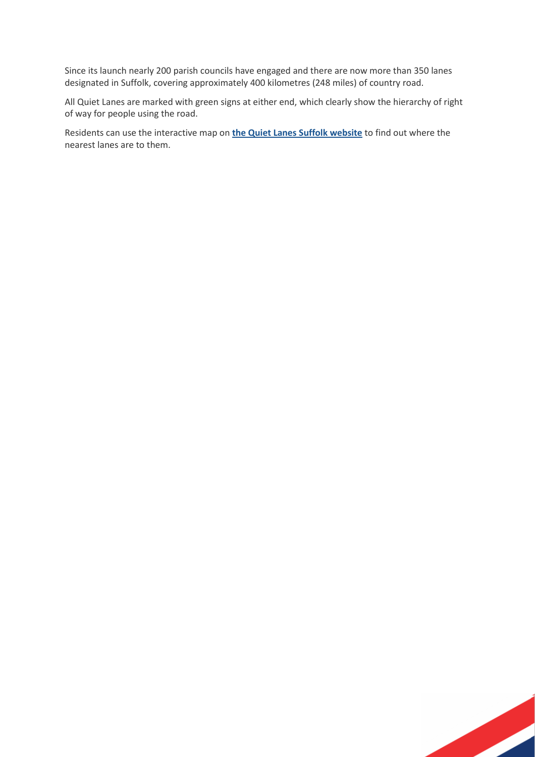Since its launch nearly 200 parish councils have engaged and there are now more than 350 lanes designated in Suffolk, covering approximately 400 kilometres (248 miles) of country road.

All Quiet Lanes are marked with green signs at either end, which clearly show the hierarchy of right of way for people using the road.

Residents can use the interactive map on **the Quiet Lanes Suffolk website** to find out where the nearest lanes are to them.